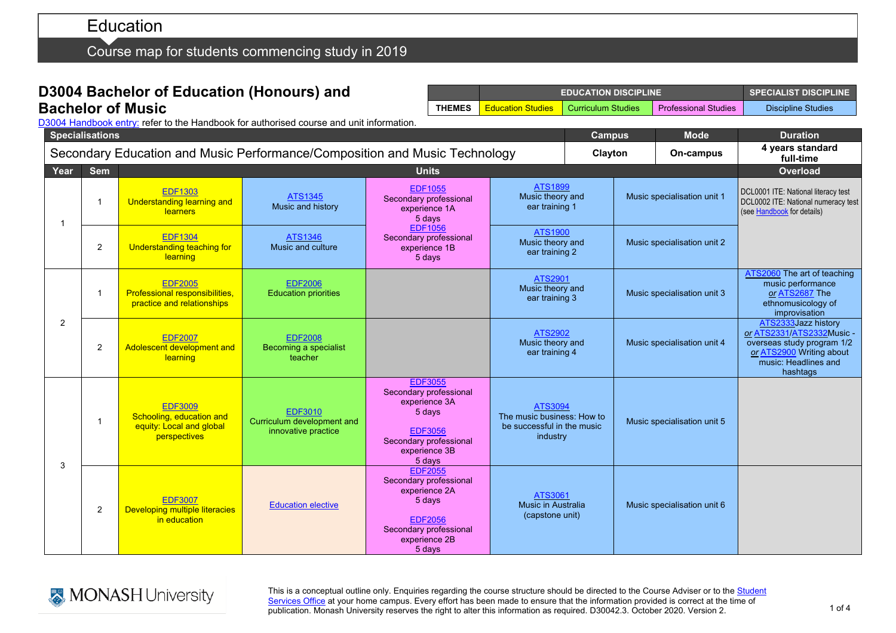# Education

## Course map for students commencing study in 2019

## D3004 Bachelor of Education (Honours) and Bachelor of Music

| THEMES | EDUCATION DISCIPLINE | | | SPECIALIST DISCIPLINE |
|---|---|---|---|---|
| | Education Studies | Curriculum Studies | Professional Studies | Discipline Studies |

D3004 Handbook entry: refer to the Handbook for authorised course and unit information.

| Specialisations | Campus | Mode | Duration |
|---|---|---|---|
| Secondary Education and Music Performance/Composition and Music Technology | Clayton | On-campus | 4 years standard full-time |

| Year | Sem | Units | | | | | Overload |
|---|---|---|---|---|---|---|---|
| 1 | 1 | EDF1303 Understanding learning and learners | ATS1345 Music and history | EDF1055 Secondary professional experience 1A 5 days | ATS1899 Music theory and ear training 1 | Music specialisation unit 1 | DCL0001 ITE: National literacy test DCL0002 ITE: National numeracy test (see Handbook for details) |
| 1 | 2 | EDF1304 Understanding teaching for learning | ATS1346 Music and culture | EDF1056 Secondary professional experience 1B 5 days | ATS1900 Music theory and ear training 2 | Music specialisation unit 2 | |
| 2 | 1 | EDF2005 Professional responsibilities, practice and relationships | EDF2006 Education priorities | | ATS2901 Music theory and ear training 3 | Music specialisation unit 3 | ATS2060 The art of teaching music performance *or* ATS2687 The ethnomusicology of improvisation |
| 2 | 2 | EDF2007 Adolescent development and learning | EDF2008 Becoming a specialist teacher | | ATS2902 Music theory and ear training 4 | Music specialisation unit 4 | ATS2333Jazz history *or* ATS2331/ATS2332Music - overseas study program 1/2 *or* ATS2900 Writing about music: Headlines and hashtags |
| 3 | 1 | EDF3009 Schooling, education and equity: Local and global perspectives | EDF3010 Curriculum development and innovative practice | EDF3055 Secondary professional experience 3A 5 days<br><br>EDF3056 Secondary professional experience 3B 5 days | ATS3094 The music business: How to be successful in the music industry | Music specialisation unit 5 | |
| 3 | 2 | EDF3007 Developing multiple literacies in education | Education elective | EDF2055 Secondary professional experience 2A 5 days<br><br>EDF2056 Secondary professional experience 2B 5 days | ATS3061 Music in Australia (capstone unit) | Music specialisation unit 6 | |

This is a conceptual outline only. Enquiries regarding the course structure should be directed to the Course Adviser or to the Student Services Office at your home campus. Every effort has been made to ensure that the information provided is correct at the time of publication. Monash University reserves the right to alter this information as required. D30042.3. October 2020. Version 2.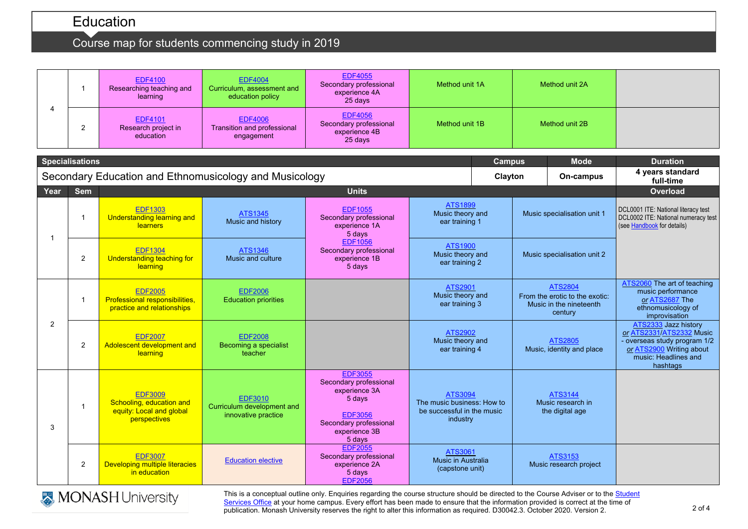# Education

## Course map for students commencing study in 2019

| Year | Sem | | | | | | |
|---|---|---|---|---|---|---|---|
| 4 | 1 | EDF4100 Researching teaching and learning | EDF4004 Curriculum, assessment and education policy | EDF4055 Secondary professional experience 4A 25 days | Method unit 1A | Method unit 2A | |
| | 2 | EDF4101 Research project in education | EDF4006 Transition and professional engagement | EDF4056 Secondary professional experience 4B 25 days | Method unit 1B | Method unit 2B | |

| Specialisations | | | | | | Campus | Mode | Duration |
|---|---|---|---|---|---|---|---|---|
| Secondary Education and Ethnomusicology and Musicology | | | | | | Clayton | On-campus | 4 years standard full-time |
| **Year** | **Sem** | **Units** | | | | | | **Overload** |
| 1 | 1 | EDF1303 Understanding learning and learners | ATS1345 Music and history | EDF1055 Secondary professional experience 1A 5 days | ATS1899 Music theory and ear training 1 | Music specialisation unit 1 | | DCL0001 ITE: National literacy test DCL0002 ITE: National numeracy test (see Handbook for details) |
| | 2 | EDF1304 Understanding teaching for learning | ATS1346 Music and culture | EDF1056 Secondary professional experience 1B 5 days | ATS1900 Music theory and ear training 2 | Music specialisation unit 2 | | |
| 2 | 1 | EDF2005 Professional responsibilities, practice and relationships | EDF2006 Education priorities | | ATS2901 Music theory and ear training 3 | ATS2804 From the erotic to the exotic: Music in the nineteenth century | | ATS2060 The art of teaching music performance *or* ATS2687 The ethnomusicology of improvisation |
| | 2 | EDF2007 Adolescent development and learning | EDF2008 Becoming a specialist teacher | | ATS2902 Music theory and ear training 4 | ATS2805 Music, identity and place | | ATS2333 Jazz history *or* ATS2331/ATS2332 Music - overseas study program 1/2 *or* ATS2900 Writing about music: Headlines and hashtags |
| 3 | 1 | EDF3009 Schooling, education and equity: Local and global perspectives | EDF3010 Curriculum development and innovative practice | EDF3055 Secondary professional experience 3A 5 days<br>EDF3056 Secondary professional experience 3B 5 days | ATS3094 The music business: How to be successful in the music industry | ATS3144 Music research in the digital age | | |
| | 2 | EDF3007 Developing multiple literacies in education | Education elective | EDF2055 Secondary professional experience 2A 5 days EDF2056 | ATS3061 Music in Australia (capstone unit) | ATS3153 Music research project | | |

MONASH University

This is a conceptual outline only. Enquiries regarding the course structure should be directed to the Course Adviser or to the Student Services Office at your home campus. Every effort has been made to ensure that the information provided is correct at the time of publication. Monash University reserves the right to alter this information as required. D30042.3. October 2020. Version 2.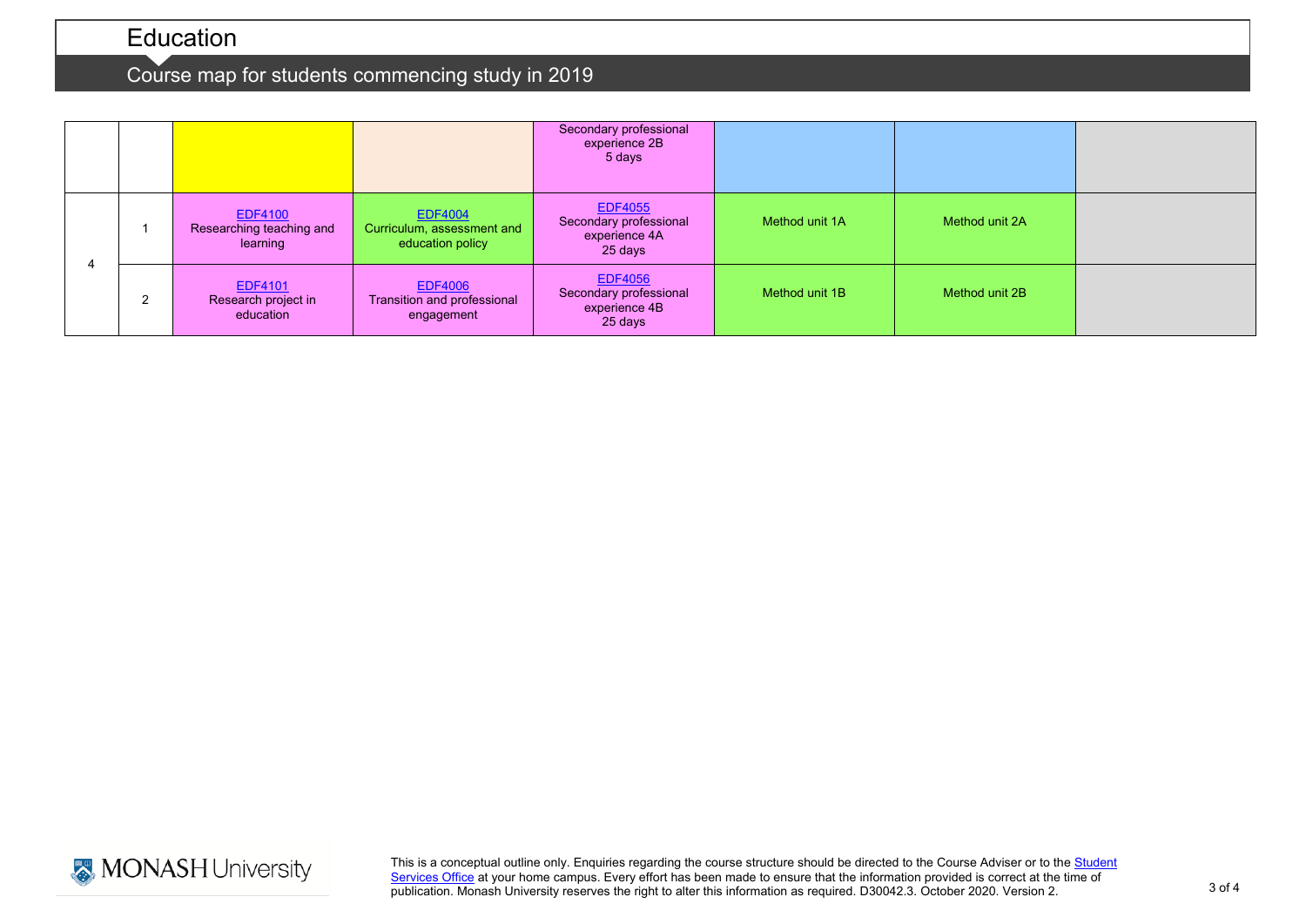# Education

## Course map for students commencing study in 2019

| | | | | | | | |
|---|---|---|---|---|---|---|---|
| | | | | Secondary professional experience 2B 5 days | | | |
| 4 | 1 | EDF4100 Researching teaching and learning | EDF4004 Curriculum, assessment and education policy | EDF4055 Secondary professional experience 4A 25 days | Method unit 1A | Method unit 2A | |
| | 2 | EDF4101 Research project in education | EDF4006 Transition and professional engagement | EDF4056 Secondary professional experience 4B 25 days | Method unit 1B | Method unit 2B | |

This is a conceptual outline only. Enquiries regarding the course structure should be directed to the Course Adviser or to the Student Services Office at your home campus. Every effort has been made to ensure that the information provided is correct at the time of publication. Monash University reserves the right to alter this information as required. D30042.3. October 2020. Version 2.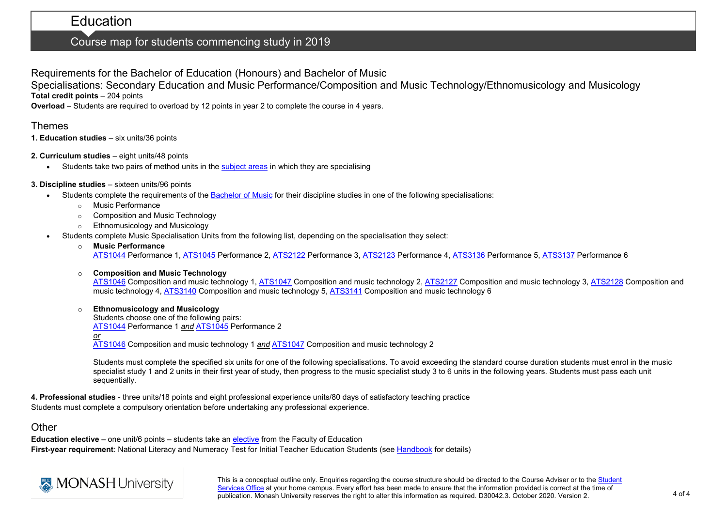# Education

## Course map for students commencing study in 2019

### Requirements for the Bachelor of Education (Honours) and Bachelor of Music

### Specialisations: Secondary Education and Music Performance/Composition and Music Technology/Ethnomusicology and Musicology

**Total credit points** – 204 points

**Overload** – Students are required to overload by 12 points in year 2 to complete the course in 4 years.

## Themes

**1. Education studies** – six units/36 points

**2. Curriculum studies** – eight units/48 points

- Students take two pairs of method units in the subject areas in which they are specialising

**3. Discipline studies** – sixteen units/96 points

- Students complete the requirements of the Bachelor of Music for their discipline studies in one of the following specialisations:
  - Music Performance
  - Composition and Music Technology
  - Ethnomusicology and Musicology
- Students complete Music Specialisation Units from the following list, depending on the specialisation they select:
  - **Music Performance**
    ATS1044 Performance 1, ATS1045 Performance 2, ATS2122 Performance 3, ATS2123 Performance 4, ATS3136 Performance 5, ATS3137 Performance 6
  - **Composition and Music Technology**
    ATS1046 Composition and music technology 1, ATS1047 Composition and music technology 2, ATS2127 Composition and music technology 3, ATS2128 Composition and music technology 4, ATS3140 Composition and music technology 5, ATS3141 Composition and music technology 6
  - **Ethnomusicology and Musicology**
    Students choose one of the following pairs:
    ATS1044 Performance 1 *and* ATS1045 Performance 2
    *or*
    ATS1046 Composition and music technology 1 *and* ATS1047 Composition and music technology 2

    Students must complete the specified six units for one of the following specialisations. To avoid exceeding the standard course duration students must enrol in the music specialist study 1 and 2 units in their first year of study, then progress to the music specialist study 3 to 6 units in the following years. Students must pass each unit sequentially.

**4. Professional studies** - three units/18 points and eight professional experience units/80 days of satisfactory teaching practice
Students must complete a compulsory orientation before undertaking any professional experience.

## Other

**Education elective** – one unit/6 points – students take an elective from the Faculty of Education

**First-year requirement**: National Literacy and Numeracy Test for Initial Teacher Education Students (see Handbook for details)

MONASH University

This is a conceptual outline only. Enquiries regarding the course structure should be directed to the Course Adviser or to the Student Services Office at your home campus. Every effort has been made to ensure that the information provided is correct at the time of publication. Monash University reserves the right to alter this information as required. D30042.3. October 2020. Version 2.